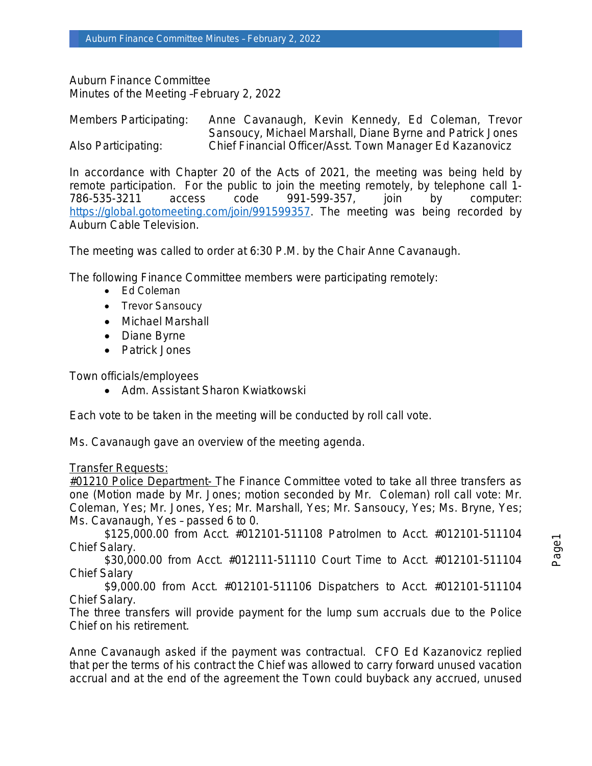Auburn Finance Committee
Minutes of the Meeting –February 2, 2022

| | |
|---|---|
| Members Participating: | Anne Cavanaugh, Kevin Kennedy, Ed Coleman, Trevor Sansoucy, Michael Marshall, Diane Byrne and Patrick Jones |
| Also Participating: | Chief Financial Officer/Asst. Town Manager Ed Kazanovicz |

In accordance with Chapter 20 of the Acts of 2021, the meeting was being held by remote participation. For the public to join the meeting remotely, by telephone call 1-786-535-3211 access code 991-599-357, join by computer: https://global.gotomeeting.com/join/991599357. The meeting was being recorded by Auburn Cable Television.

The meeting was called to order at 6:30 P.M. by the Chair Anne Cavanaugh.

The following Finance Committee members were participating remotely:

- Ed Coleman
- Trevor Sansoucy
- Michael Marshall
- Diane Byrne
- Patrick Jones

Town officials/employees

- Adm. Assistant Sharon Kwiatkowski

Each vote to be taken in the meeting will be conducted by roll call vote.

Ms. Cavanaugh gave an overview of the meeting agenda.

Transfer Requests:

#01210 Police Department- The Finance Committee voted to take all three transfers as one (Motion made by Mr. Jones; motion seconded by Mr. Coleman) roll call vote: Mr. Coleman, Yes; Mr. Jones, Yes; Mr. Marshall, Yes; Mr. Sansoucy, Yes; Ms. Bryne, Yes; Ms. Cavanaugh, Yes – passed 6 to 0.

$125,000.00 from Acct. #012101-511108 Patrolmen to Acct. #012101-511104 Chief Salary.

$30,000.00 from Acct. #012111-511110 Court Time to Acct. #012101-511104 Chief Salary

$9,000.00 from Acct. #012101-511106 Dispatchers to Acct. #012101-511104 Chief Salary.

The three transfers will provide payment for the lump sum accruals due to the Police Chief on his retirement.

Anne Cavanaugh asked if the payment was contractual. CFO Ed Kazanovicz replied that per the terms of his contract the Chief was allowed to carry forward unused vacation accrual and at the end of the agreement the Town could buyback any accrued, unused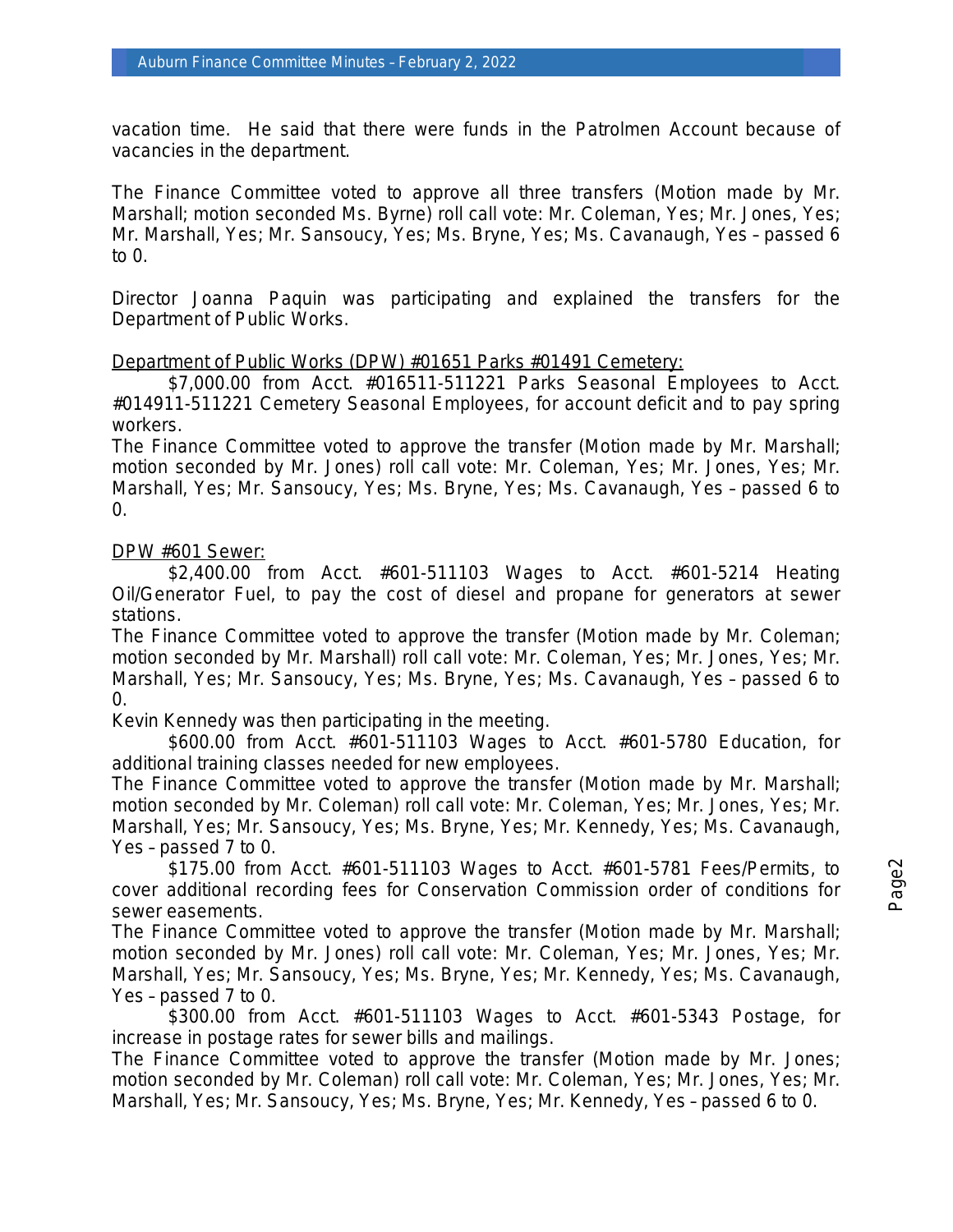vacation time. He said that there were funds in the Patrolmen Account because of vacancies in the department.

The Finance Committee voted to approve all three transfers (Motion made by Mr. Marshall; motion seconded Ms. Byrne) roll call vote: Mr. Coleman, Yes; Mr. Jones, Yes; Mr. Marshall, Yes; Mr. Sansoucy, Yes; Ms. Bryne, Yes; Ms. Cavanaugh, Yes – passed 6 to 0.

Director Joanna Paquin was participating and explained the transfers for the Department of Public Works.

Department of Public Works (DPW) #01651 Parks #01491 Cemetery:

$7,000.00 from Acct. #016511-511221 Parks Seasonal Employees to Acct. #014911-511221 Cemetery Seasonal Employees, for account deficit and to pay spring workers.

The Finance Committee voted to approve the transfer (Motion made by Mr. Marshall; motion seconded by Mr. Jones) roll call vote: Mr. Coleman, Yes; Mr. Jones, Yes; Mr. Marshall, Yes; Mr. Sansoucy, Yes; Ms. Bryne, Yes; Ms. Cavanaugh, Yes – passed 6 to 0.

DPW #601 Sewer:

$2,400.00 from Acct. #601-511103 Wages to Acct. #601-5214 Heating Oil/Generator Fuel, to pay the cost of diesel and propane for generators at sewer stations.

The Finance Committee voted to approve the transfer (Motion made by Mr. Coleman; motion seconded by Mr. Marshall) roll call vote: Mr. Coleman, Yes; Mr. Jones, Yes; Mr. Marshall, Yes; Mr. Sansoucy, Yes; Ms. Bryne, Yes; Ms. Cavanaugh, Yes – passed 6 to 0.

Kevin Kennedy was then participating in the meeting.

$600.00 from Acct. #601-511103 Wages to Acct. #601-5780 Education, for additional training classes needed for new employees.

The Finance Committee voted to approve the transfer (Motion made by Mr. Marshall; motion seconded by Mr. Coleman) roll call vote: Mr. Coleman, Yes; Mr. Jones, Yes; Mr. Marshall, Yes; Mr. Sansoucy, Yes; Ms. Bryne, Yes; Mr. Kennedy, Yes; Ms. Cavanaugh, Yes – passed 7 to 0.

$175.00 from Acct. #601-511103 Wages to Acct. #601-5781 Fees/Permits, to cover additional recording fees for Conservation Commission order of conditions for sewer easements.

The Finance Committee voted to approve the transfer (Motion made by Mr. Marshall; motion seconded by Mr. Jones) roll call vote: Mr. Coleman, Yes; Mr. Jones, Yes; Mr. Marshall, Yes; Mr. Sansoucy, Yes; Ms. Bryne, Yes; Mr. Kennedy, Yes; Ms. Cavanaugh, Yes – passed 7 to 0.

$300.00 from Acct. #601-511103 Wages to Acct. #601-5343 Postage, for increase in postage rates for sewer bills and mailings.

The Finance Committee voted to approve the transfer (Motion made by Mr. Jones; motion seconded by Mr. Coleman) roll call vote: Mr. Coleman, Yes; Mr. Jones, Yes; Mr. Marshall, Yes; Mr. Sansoucy, Yes; Ms. Bryne, Yes; Mr. Kennedy, Yes – passed 6 to 0.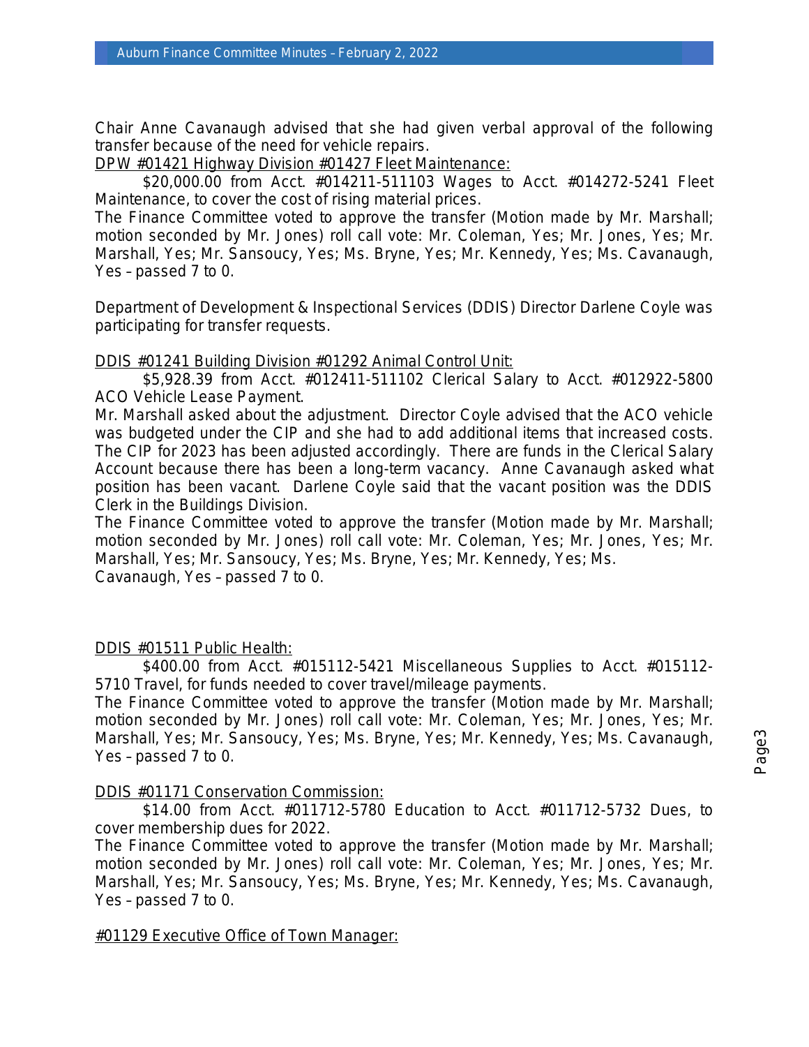Chair Anne Cavanaugh advised that she had given verbal approval of the following transfer because of the need for vehicle repairs.

<u>DPW #01421 Highway Division #01427 Fleet Maintenance:</u>

$20,000.00 from Acct. #014211-511103 Wages to Acct. #014272-5241 Fleet Maintenance, to cover the cost of rising material prices.

The Finance Committee voted to approve the transfer (Motion made by Mr. Marshall; motion seconded by Mr. Jones) roll call vote: Mr. Coleman, Yes; Mr. Jones, Yes; Mr. Marshall, Yes; Mr. Sansoucy, Yes; Ms. Bryne, Yes; Mr. Kennedy, Yes; Ms. Cavanaugh, Yes – passed 7 to 0.

Department of Development & Inspectional Services (DDIS) Director Darlene Coyle was participating for transfer requests.

<u>DDIS #01241 Building Division #01292 Animal Control Unit:</u>

$5,928.39 from Acct. #012411-511102 Clerical Salary to Acct. #012922-5800 ACO Vehicle Lease Payment.

Mr. Marshall asked about the adjustment. Director Coyle advised that the ACO vehicle was budgeted under the CIP and she had to add additional items that increased costs. The CIP for 2023 has been adjusted accordingly. There are funds in the Clerical Salary Account because there has been a long-term vacancy. Anne Cavanaugh asked what position has been vacant. Darlene Coyle said that the vacant position was the DDIS Clerk in the Buildings Division.

The Finance Committee voted to approve the transfer (Motion made by Mr. Marshall; motion seconded by Mr. Jones) roll call vote: Mr. Coleman, Yes; Mr. Jones, Yes; Mr. Marshall, Yes; Mr. Sansoucy, Yes; Ms. Bryne, Yes; Mr. Kennedy, Yes; Ms. Cavanaugh, Yes – passed 7 to 0.

<u>DDIS #01511 Public Health:</u>

$400.00 from Acct. #015112-5421 Miscellaneous Supplies to Acct. #015112-5710 Travel, for funds needed to cover travel/mileage payments.

The Finance Committee voted to approve the transfer (Motion made by Mr. Marshall; motion seconded by Mr. Jones) roll call vote: Mr. Coleman, Yes; Mr. Jones, Yes; Mr. Marshall, Yes; Mr. Sansoucy, Yes; Ms. Bryne, Yes; Mr. Kennedy, Yes; Ms. Cavanaugh, Yes – passed 7 to 0.

<u>DDIS #01171 Conservation Commission:</u>

$14.00 from Acct. #011712-5780 Education to Acct. #011712-5732 Dues, to cover membership dues for 2022.

The Finance Committee voted to approve the transfer (Motion made by Mr. Marshall; motion seconded by Mr. Jones) roll call vote: Mr. Coleman, Yes; Mr. Jones, Yes; Mr. Marshall, Yes; Mr. Sansoucy, Yes; Ms. Bryne, Yes; Mr. Kennedy, Yes; Ms. Cavanaugh, Yes – passed 7 to 0.

<u>#01129 Executive Office of Town Manager:</u>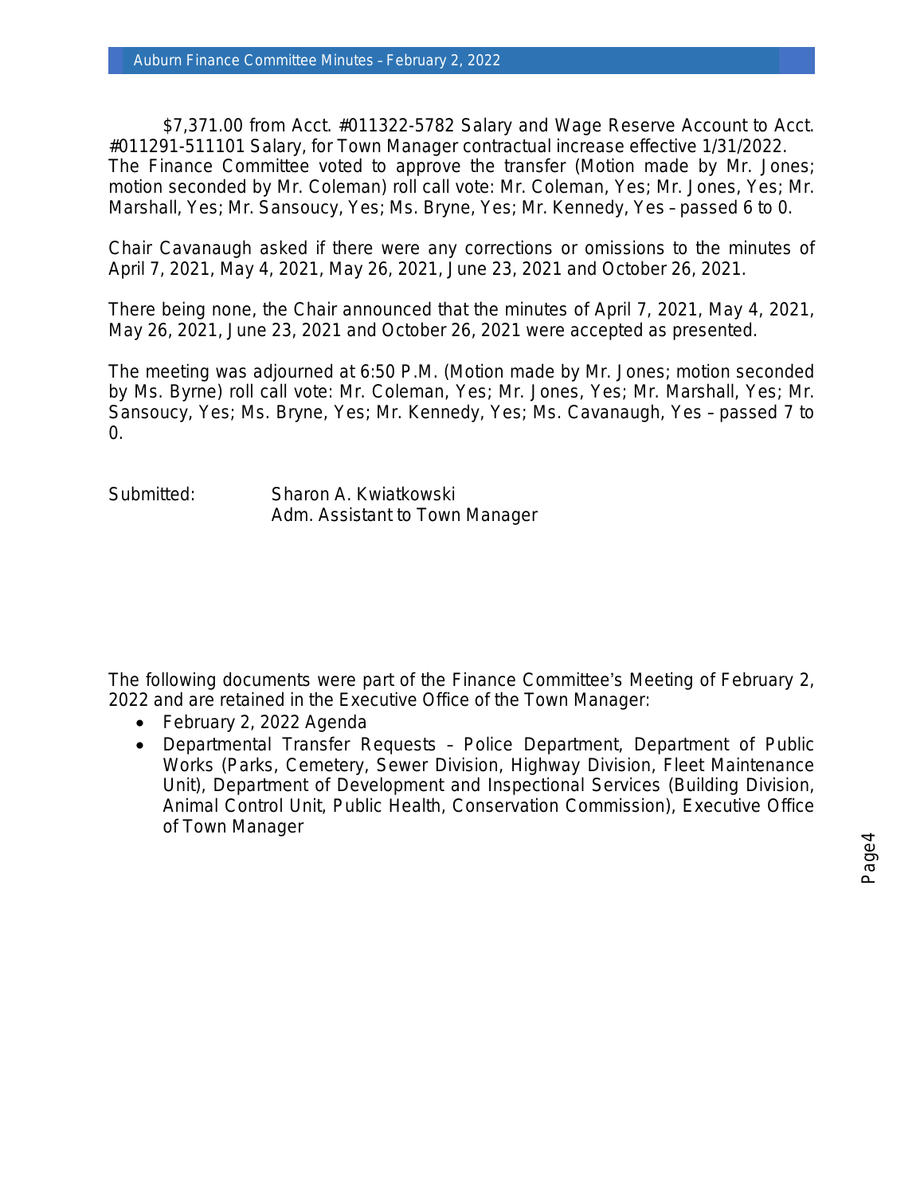$7,371.00 from Acct. #011322-5782 Salary and Wage Reserve Account to Acct. #011291-511101 Salary, for Town Manager contractual increase effective 1/31/2022. The Finance Committee voted to approve the transfer (Motion made by Mr. Jones; motion seconded by Mr. Coleman) roll call vote: Mr. Coleman, Yes; Mr. Jones, Yes; Mr. Marshall, Yes; Mr. Sansoucy, Yes; Ms. Bryne, Yes; Mr. Kennedy, Yes – passed 6 to 0.

Chair Cavanaugh asked if there were any corrections or omissions to the minutes of April 7, 2021, May 4, 2021, May 26, 2021, June 23, 2021 and October 26, 2021.

There being none, the Chair announced that the minutes of April 7, 2021, May 4, 2021, May 26, 2021, June 23, 2021 and October 26, 2021 were accepted as presented.

The meeting was adjourned at 6:50 P.M. (Motion made by Mr. Jones; motion seconded by Ms. Byrne) roll call vote: Mr. Coleman, Yes; Mr. Jones, Yes; Mr. Marshall, Yes; Mr. Sansoucy, Yes; Ms. Bryne, Yes; Mr. Kennedy, Yes; Ms. Cavanaugh, Yes – passed 7 to 0.

Submitted: Sharon A. Kwiatkowski
Adm. Assistant to Town Manager

The following documents were part of the Finance Committee's Meeting of February 2, 2022 and are retained in the Executive Office of the Town Manager:

- February 2, 2022 Agenda
- Departmental Transfer Requests – Police Department, Department of Public Works (Parks, Cemetery, Sewer Division, Highway Division, Fleet Maintenance Unit), Department of Development and Inspectional Services (Building Division, Animal Control Unit, Public Health, Conservation Commission), Executive Office of Town Manager